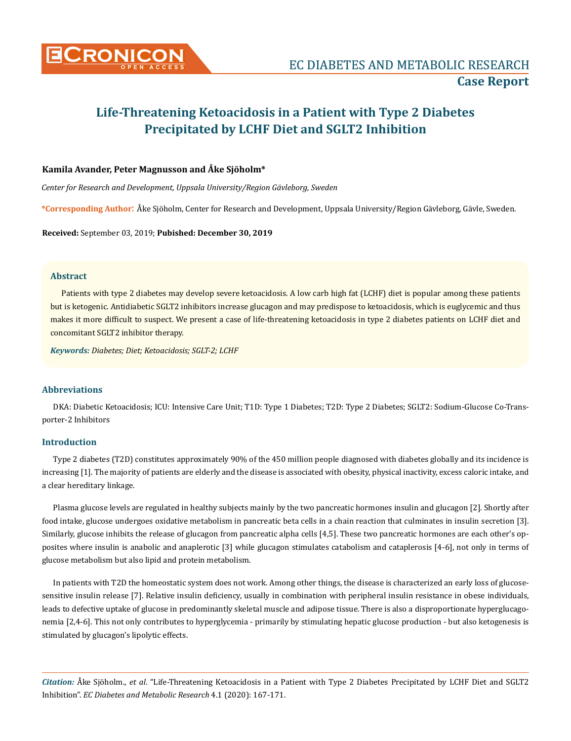# Life-Threatening Ketoacidosis in a Patient with Type 2 Diabetes Precipitated by LCHF Diet and SGLT2 Inhibition

**Kamila Avander, Peter Magnusson and Åke Sjöholm***

*Center for Research and Development, Uppsala University/Region Gävleborg, Sweden*

**\*Corresponding Author:** Åke Sjöholm, Center for Research and Development, Uppsala University/Region Gävleborg, Gävle, Sweden.

**Received:** September 03, 2019; **Pubished: December 30, 2019**

## Abstract

Patients with type 2 diabetes may develop severe ketoacidosis. A low carb high fat (LCHF) diet is popular among these patients but is ketogenic. Antidiabetic SGLT2 inhibitors increase glucagon and may predispose to ketoacidosis, which is euglycemic and thus makes it more difficult to suspect. We present a case of life-threatening ketoacidosis in type 2 diabetes patients on LCHF diet and concomitant SGLT2 inhibitor therapy.

***Keywords:*** *Diabetes; Diet; Ketoacidosis; SGLT-2; LCHF*

## Abbreviations

DKA: Diabetic Ketoacidosis; ICU: Intensive Care Unit; T1D: Type 1 Diabetes; T2D: Type 2 Diabetes; SGLT2: Sodium-Glucose Co-Transporter-2 Inhibitors

## Introduction

Type 2 diabetes (T2D) constitutes approximately 90% of the 450 million people diagnosed with diabetes globally and its incidence is increasing [1]. The majority of patients are elderly and the disease is associated with obesity, physical inactivity, excess caloric intake, and a clear hereditary linkage.

Plasma glucose levels are regulated in healthy subjects mainly by the two pancreatic hormones insulin and glucagon [2]. Shortly after food intake, glucose undergoes oxidative metabolism in pancreatic beta cells in a chain reaction that culminates in insulin secretion [3]. Similarly, glucose inhibits the release of glucagon from pancreatic alpha cells [4,5]. These two pancreatic hormones are each other's opposites where insulin is anabolic and anaplerotic [3] while glucagon stimulates catabolism and cataplerosis [4-6], not only in terms of glucose metabolism but also lipid and protein metabolism.

In patients with T2D the homeostatic system does not work. Among other things, the disease is characterized an early loss of glucose-sensitive insulin release [7]. Relative insulin deficiency, usually in combination with peripheral insulin resistance in obese individuals, leads to defective uptake of glucose in predominantly skeletal muscle and adipose tissue. There is also a disproportionate hyperglucagonemia [2,4-6]. This not only contributes to hyperglycemia - primarily by stimulating hepatic glucose production - but also ketogenesis is stimulated by glucagon's lipolytic effects.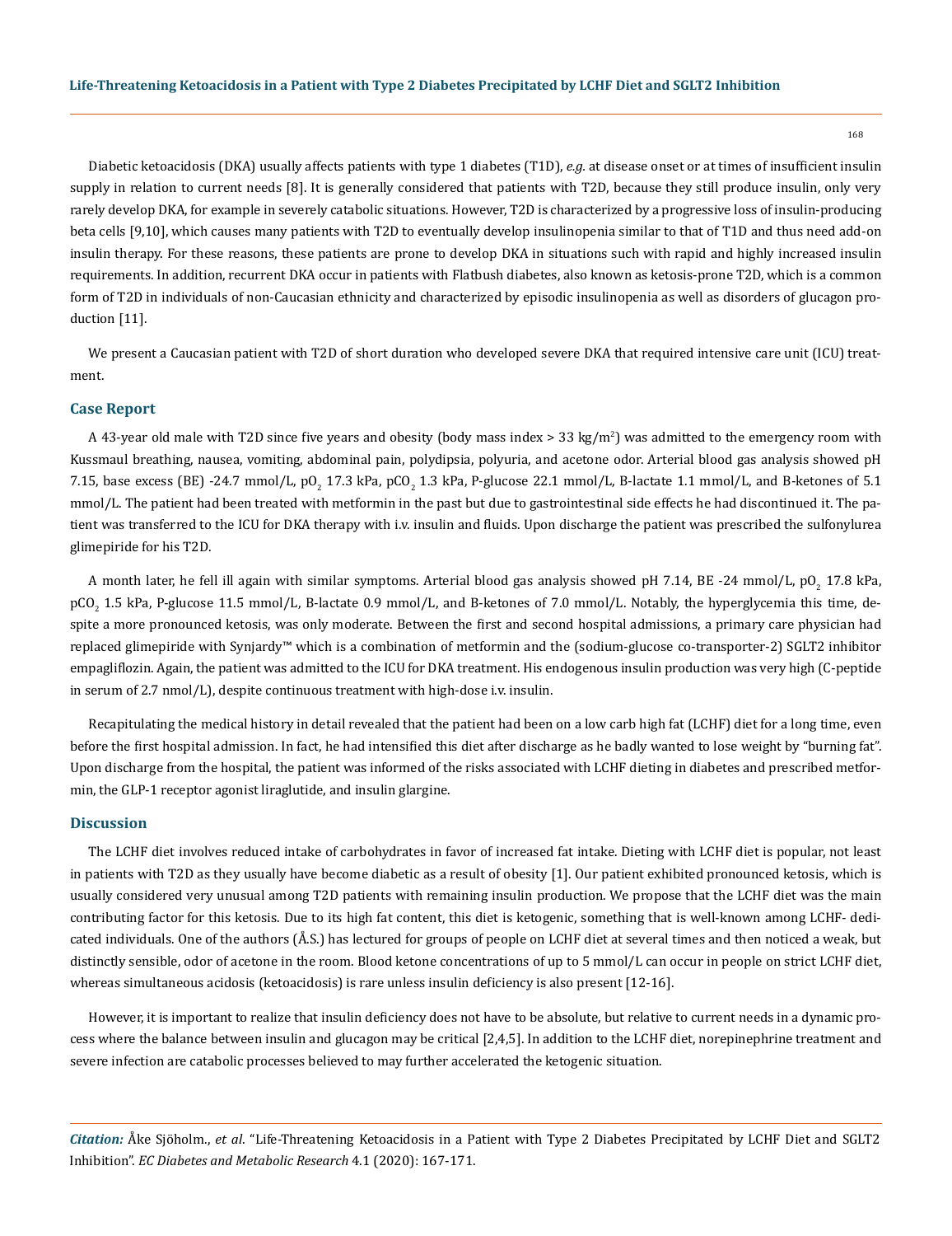Diabetic ketoacidosis (DKA) usually affects patients with type 1 diabetes (T1D), *e.g.* at disease onset or at times of insufficient insulin supply in relation to current needs [8]. It is generally considered that patients with T2D, because they still produce insulin, only very rarely develop DKA, for example in severely catabolic situations. However, T2D is characterized by a progressive loss of insulin-producing beta cells [9,10], which causes many patients with T2D to eventually develop insulinopenia similar to that of T1D and thus need add-on insulin therapy. For these reasons, these patients are prone to develop DKA in situations such with rapid and highly increased insulin requirements. In addition, recurrent DKA occur in patients with Flatbush diabetes, also known as ketosis-prone T2D, which is a common form of T2D in individuals of non-Caucasian ethnicity and characterized by episodic insulinopenia as well as disorders of glucagon production [11].

We present a Caucasian patient with T2D of short duration who developed severe DKA that required intensive care unit (ICU) treatment.

## Case Report

A 43-year old male with T2D since five years and obesity (body mass index > 33 kg/$m^2$) was admitted to the emergency room with Kussmaul breathing, nausea, vomiting, abdominal pain, polydipsia, polyuria, and acetone odor. Arterial blood gas analysis showed pH 7.15, base excess (BE) -24.7 mmol/L, $pO_2$ 17.3 kPa, $pCO_2$ 1.3 kPa, P-glucose 22.1 mmol/L, B-lactate 1.1 mmol/L, and B-ketones of 5.1 mmol/L. The patient had been treated with metformin in the past but due to gastrointestinal side effects he had discontinued it. The patient was transferred to the ICU for DKA therapy with i.v. insulin and fluids. Upon discharge the patient was prescribed the sulfonylurea glimepiride for his T2D.

A month later, he fell ill again with similar symptoms. Arterial blood gas analysis showed pH 7.14, BE -24 mmol/L, $pO_2$ 17.8 kPa, $pCO_2$ 1.5 kPa, P-glucose 11.5 mmol/L, B-lactate 0.9 mmol/L, and B-ketones of 7.0 mmol/L. Notably, the hyperglycemia this time, despite a more pronounced ketosis, was only moderate. Between the first and second hospital admissions, a primary care physician had replaced glimepiride with Synjardy™ which is a combination of metformin and the (sodium-glucose co-transporter-2) SGLT2 inhibitor empagliflozin. Again, the patient was admitted to the ICU for DKA treatment. His endogenous insulin production was very high (C-peptide in serum of 2.7 nmol/L), despite continuous treatment with high-dose i.v. insulin.

Recapitulating the medical history in detail revealed that the patient had been on a low carb high fat (LCHF) diet for a long time, even before the first hospital admission. In fact, he had intensified this diet after discharge as he badly wanted to lose weight by "burning fat". Upon discharge from the hospital, the patient was informed of the risks associated with LCHF dieting in diabetes and prescribed metformin, the GLP-1 receptor agonist liraglutide, and insulin glargine.

## Discussion

The LCHF diet involves reduced intake of carbohydrates in favor of increased fat intake. Dieting with LCHF diet is popular, not least in patients with T2D as they usually have become diabetic as a result of obesity [1]. Our patient exhibited pronounced ketosis, which is usually considered very unusual among T2D patients with remaining insulin production. We propose that the LCHF diet was the main contributing factor for this ketosis. Due to its high fat content, this diet is ketogenic, something that is well-known among LCHF- dedicated individuals. One of the authors (Å.S.) has lectured for groups of people on LCHF diet at several times and then noticed a weak, but distinctly sensible, odor of acetone in the room. Blood ketone concentrations of up to 5 mmol/L can occur in people on strict LCHF diet, whereas simultaneous acidosis (ketoacidosis) is rare unless insulin deficiency is also present [12-16].

However, it is important to realize that insulin deficiency does not have to be absolute, but relative to current needs in a dynamic process where the balance between insulin and glucagon may be critical [2,4,5]. In addition to the LCHF diet, norepinephrine treatment and severe infection are catabolic processes believed to may further accelerated the ketogenic situation.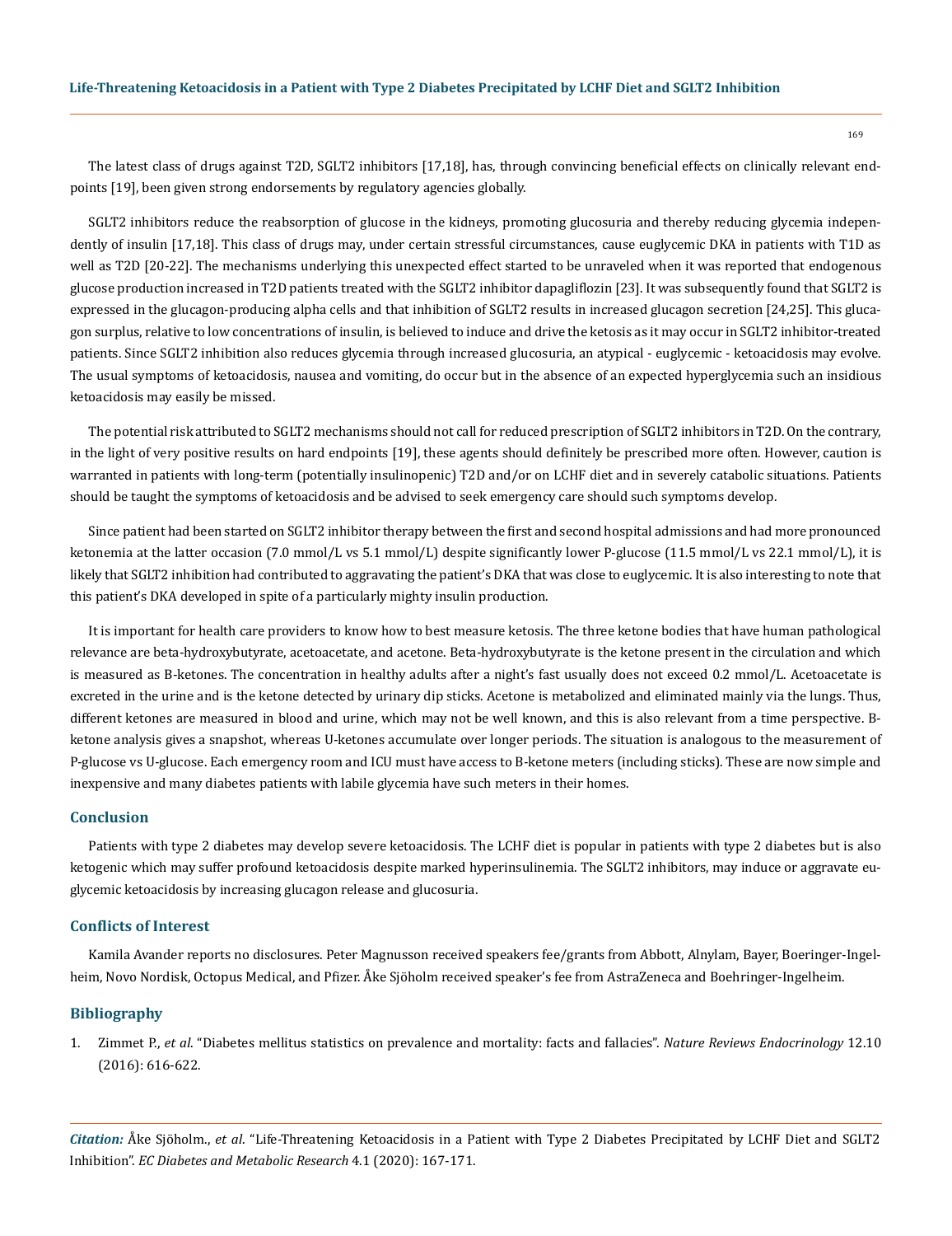The latest class of drugs against T2D, SGLT2 inhibitors [17,18], has, through convincing beneficial effects on clinically relevant endpoints [19], been given strong endorsements by regulatory agencies globally.

SGLT2 inhibitors reduce the reabsorption of glucose in the kidneys, promoting glucosuria and thereby reducing glycemia independently of insulin [17,18]. This class of drugs may, under certain stressful circumstances, cause euglycemic DKA in patients with T1D as well as T2D [20-22]. The mechanisms underlying this unexpected effect started to be unraveled when it was reported that endogenous glucose production increased in T2D patients treated with the SGLT2 inhibitor dapagliflozin [23]. It was subsequently found that SGLT2 is expressed in the glucagon-producing alpha cells and that inhibition of SGLT2 results in increased glucagon secretion [24,25]. This glucagon surplus, relative to low concentrations of insulin, is believed to induce and drive the ketosis as it may occur in SGLT2 inhibitor-treated patients. Since SGLT2 inhibition also reduces glycemia through increased glucosuria, an atypical - euglycemic - ketoacidosis may evolve. The usual symptoms of ketoacidosis, nausea and vomiting, do occur but in the absence of an expected hyperglycemia such an insidious ketoacidosis may easily be missed.

The potential risk attributed to SGLT2 mechanisms should not call for reduced prescription of SGLT2 inhibitors in T2D. On the contrary, in the light of very positive results on hard endpoints [19], these agents should definitely be prescribed more often. However, caution is warranted in patients with long-term (potentially insulinopenic) T2D and/or on LCHF diet and in severely catabolic situations. Patients should be taught the symptoms of ketoacidosis and be advised to seek emergency care should such symptoms develop.

Since patient had been started on SGLT2 inhibitor therapy between the first and second hospital admissions and had more pronounced ketonemia at the latter occasion (7.0 mmol/L vs 5.1 mmol/L) despite significantly lower P-glucose (11.5 mmol/L vs 22.1 mmol/L), it is likely that SGLT2 inhibition had contributed to aggravating the patient's DKA that was close to euglycemic. It is also interesting to note that this patient's DKA developed in spite of a particularly mighty insulin production.

It is important for health care providers to know how to best measure ketosis. The three ketone bodies that have human pathological relevance are beta-hydroxybutyrate, acetoacetate, and acetone. Beta-hydroxybutyrate is the ketone present in the circulation and which is measured as B-ketones. The concentration in healthy adults after a night's fast usually does not exceed 0.2 mmol/L. Acetoacetate is excreted in the urine and is the ketone detected by urinary dip sticks. Acetone is metabolized and eliminated mainly via the lungs. Thus, different ketones are measured in blood and urine, which may not be well known, and this is also relevant from a time perspective. B-ketone analysis gives a snapshot, whereas U-ketones accumulate over longer periods. The situation is analogous to the measurement of P-glucose vs U-glucose. Each emergency room and ICU must have access to B-ketone meters (including sticks). These are now simple and inexpensive and many diabetes patients with labile glycemia have such meters in their homes.

## Conclusion

Patients with type 2 diabetes may develop severe ketoacidosis. The LCHF diet is popular in patients with type 2 diabetes but is also ketogenic which may suffer profound ketoacidosis despite marked hyperinsulinemia. The SGLT2 inhibitors, may induce or aggravate euglycemic ketoacidosis by increasing glucagon release and glucosuria.

## Conflicts of Interest

Kamila Avander reports no disclosures. Peter Magnusson received speakers fee/grants from Abbott, Alnylam, Bayer, Boeringer-Ingelheim, Novo Nordisk, Octopus Medical, and Pfizer. Åke Sjöholm received speaker's fee from AstraZeneca and Boehringer-Ingelheim.

## Bibliography

1. Zimmet P., *et al*. "Diabetes mellitus statistics on prevalence and mortality: facts and fallacies". *Nature Reviews Endocrinology* 12.10 (2016): 616-622.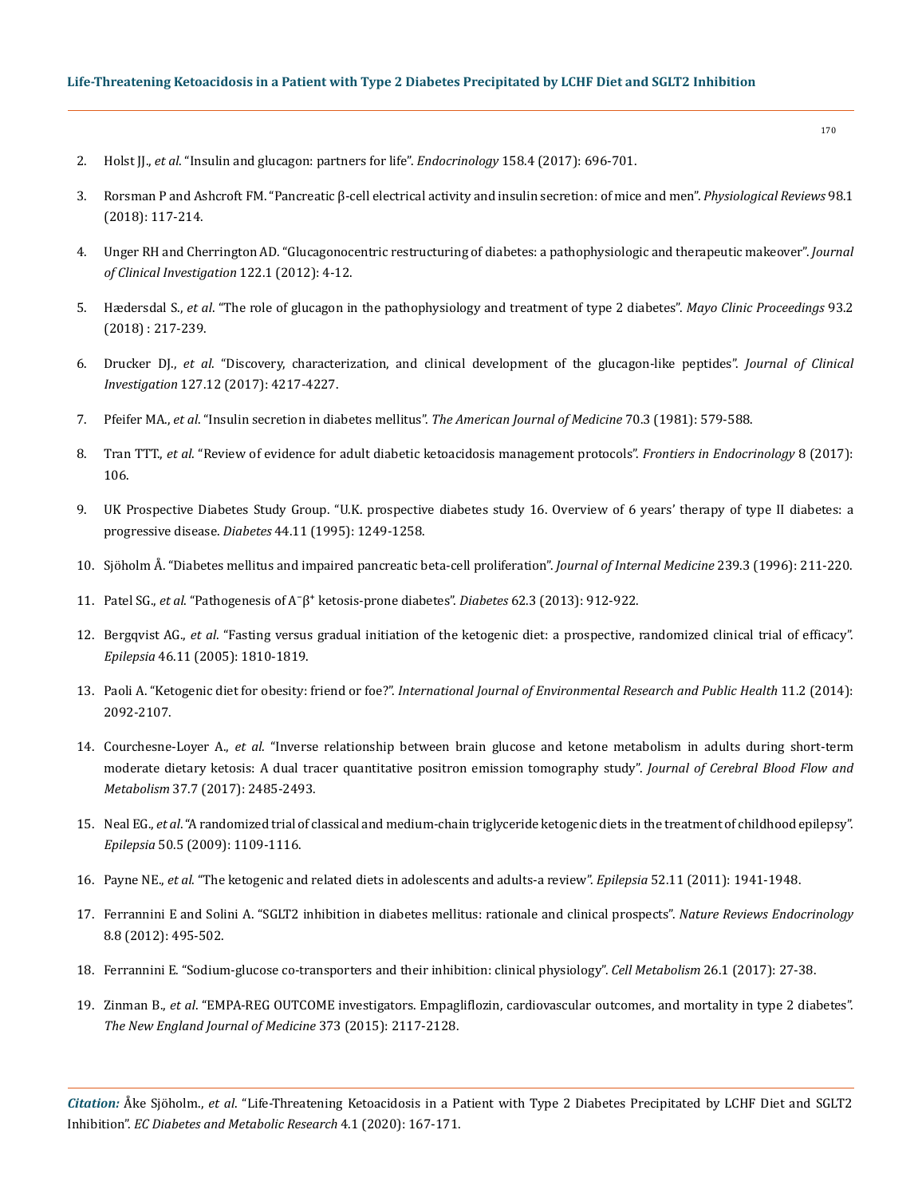2. Holst JJ., *et al*. "Insulin and glucagon: partners for life". *Endocrinology* 158.4 (2017): 696-701.
3. Rorsman P and Ashcroft FM. "Pancreatic β-cell electrical activity and insulin secretion: of mice and men". *Physiological Reviews* 98.1 (2018): 117-214.
4. Unger RH and Cherrington AD. "Glucagonocentric restructuring of diabetes: a pathophysiologic and therapeutic makeover". *Journal of Clinical Investigation* 122.1 (2012): 4-12.
5. Hædersdal S., *et al*. "The role of glucagon in the pathophysiology and treatment of type 2 diabetes". *Mayo Clinic Proceedings* 93.2 (2018) : 217-239.
6. Drucker DJ., *et al*. "Discovery, characterization, and clinical development of the glucagon-like peptides". *Journal of Clinical Investigation* 127.12 (2017): 4217-4227.
7. Pfeifer MA., *et al*. "Insulin secretion in diabetes mellitus". *The American Journal of Medicine* 70.3 (1981): 579-588.
8. Tran TTT., *et al*. "Review of evidence for adult diabetic ketoacidosis management protocols". *Frontiers in Endocrinology* 8 (2017): 106.
9. UK Prospective Diabetes Study Group. "U.K. prospective diabetes study 16. Overview of 6 years' therapy of type II diabetes: a progressive disease. *Diabetes* 44.11 (1995): 1249-1258.
10. Sjöholm Å. "Diabetes mellitus and impaired pancreatic beta-cell proliferation". *Journal of Internal Medicine* 239.3 (1996): 211-220.
11. Patel SG., *et al*. "Pathogenesis of $A^{-}\beta^{+}$ ketosis-prone diabetes". *Diabetes* 62.3 (2013): 912-922.
12. Bergqvist AG., *et al*. "Fasting versus gradual initiation of the ketogenic diet: a prospective, randomized clinical trial of efficacy". *Epilepsia* 46.11 (2005): 1810-1819.
13. Paoli A. "Ketogenic diet for obesity: friend or foe?". *International Journal of Environmental Research and Public Health* 11.2 (2014): 2092-2107.
14. Courchesne-Loyer A., *et al*. "Inverse relationship between brain glucose and ketone metabolism in adults during short-term moderate dietary ketosis: A dual tracer quantitative positron emission tomography study". *Journal of Cerebral Blood Flow and Metabolism* 37.7 (2017): 2485-2493.
15. Neal EG., *et al*. "A randomized trial of classical and medium-chain triglyceride ketogenic diets in the treatment of childhood epilepsy". *Epilepsia* 50.5 (2009): 1109-1116.
16. Payne NE., *et al*. "The ketogenic and related diets in adolescents and adults-a review". *Epilepsia* 52.11 (2011): 1941-1948.
17. Ferrannini E and Solini A. "SGLT2 inhibition in diabetes mellitus: rationale and clinical prospects". *Nature Reviews Endocrinology* 8.8 (2012): 495-502.
18. Ferrannini E. "Sodium-glucose co-transporters and their inhibition: clinical physiology". *Cell Metabolism* 26.1 (2017): 27-38.
19. Zinman B., *et al*. "EMPA-REG OUTCOME investigators. Empagliflozin, cardiovascular outcomes, and mortality in type 2 diabetes". *The New England Journal of Medicine* 373 (2015): 2117-2128.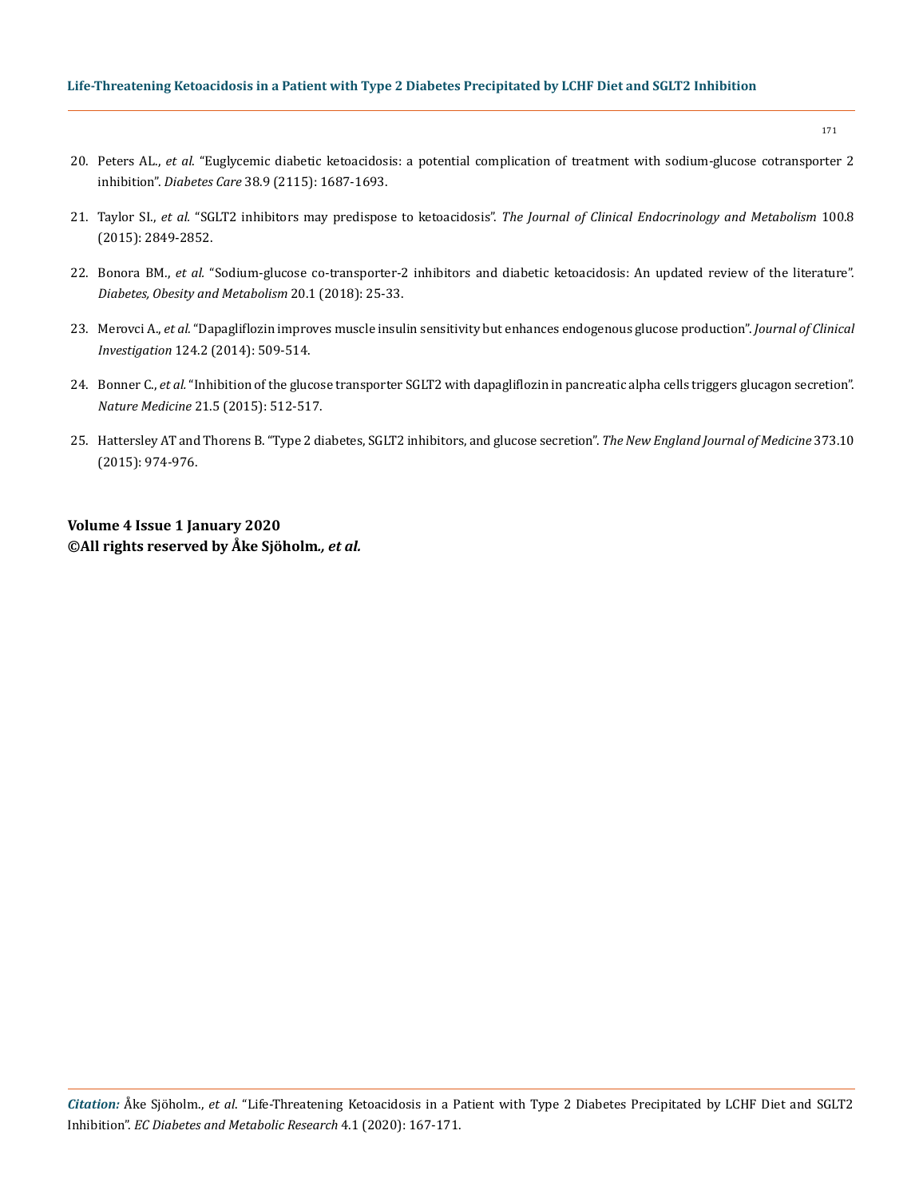20. Peters AL., *et al*. "Euglycemic diabetic ketoacidosis: a potential complication of treatment with sodium-glucose cotransporter 2 inhibition". *Diabetes Care* 38.9 (2115): 1687-1693.

21. Taylor SI., *et al*. "SGLT2 inhibitors may predispose to ketoacidosis". *The Journal of Clinical Endocrinology and Metabolism* 100.8 (2015): 2849-2852.

22. Bonora BM., *et al*. "Sodium-glucose co-transporter-2 inhibitors and diabetic ketoacidosis: An updated review of the literature". *Diabetes, Obesity and Metabolism* 20.1 (2018): 25-33.

23. Merovci A., *et al*. "Dapagliflozin improves muscle insulin sensitivity but enhances endogenous glucose production". *Journal of Clinical Investigation* 124.2 (2014): 509-514.

24. Bonner C., *et al*. "Inhibition of the glucose transporter SGLT2 with dapagliflozin in pancreatic alpha cells triggers glucagon secretion". *Nature Medicine* 21.5 (2015): 512-517.

25. Hattersley AT and Thorens B. "Type 2 diabetes, SGLT2 inhibitors, and glucose secretion". *The New England Journal of Medicine* 373.10 (2015): 974-976.

**Volume 4 Issue 1 January 2020**
**©All rights reserved by Åke Sjöholm., *et al.***